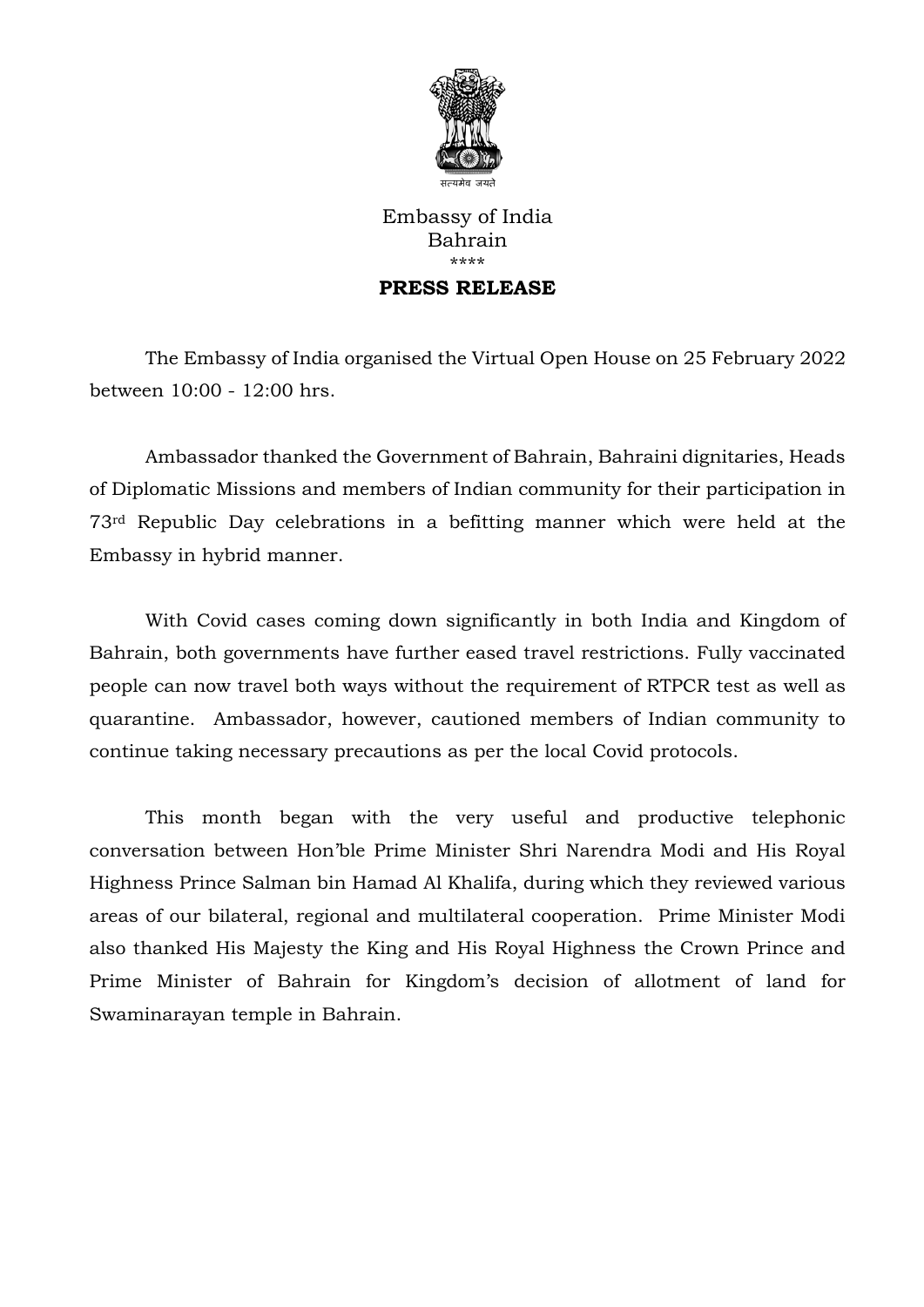सत्यमेव जयते

Embassy of India
Bahrain
****

**PRESS RELEASE**

The Embassy of India organised the Virtual Open House on 25 February 2022 between 10:00 - 12:00 hrs.

Ambassador thanked the Government of Bahrain, Bahraini dignitaries, Heads of Diplomatic Missions and members of Indian community for their participation in 73rd Republic Day celebrations in a befitting manner which were held at the Embassy in hybrid manner.

With Covid cases coming down significantly in both India and Kingdom of Bahrain, both governments have further eased travel restrictions. Fully vaccinated people can now travel both ways without the requirement of RTPCR test as well as quarantine. Ambassador, however, cautioned members of Indian community to continue taking necessary precautions as per the local Covid protocols.

This month began with the very useful and productive telephonic conversation between Hon'ble Prime Minister Shri Narendra Modi and His Royal Highness Prince Salman bin Hamad Al Khalifa, during which they reviewed various areas of our bilateral, regional and multilateral cooperation. Prime Minister Modi also thanked His Majesty the King and His Royal Highness the Crown Prince and Prime Minister of Bahrain for Kingdom's decision of allotment of land for Swaminarayan temple in Bahrain.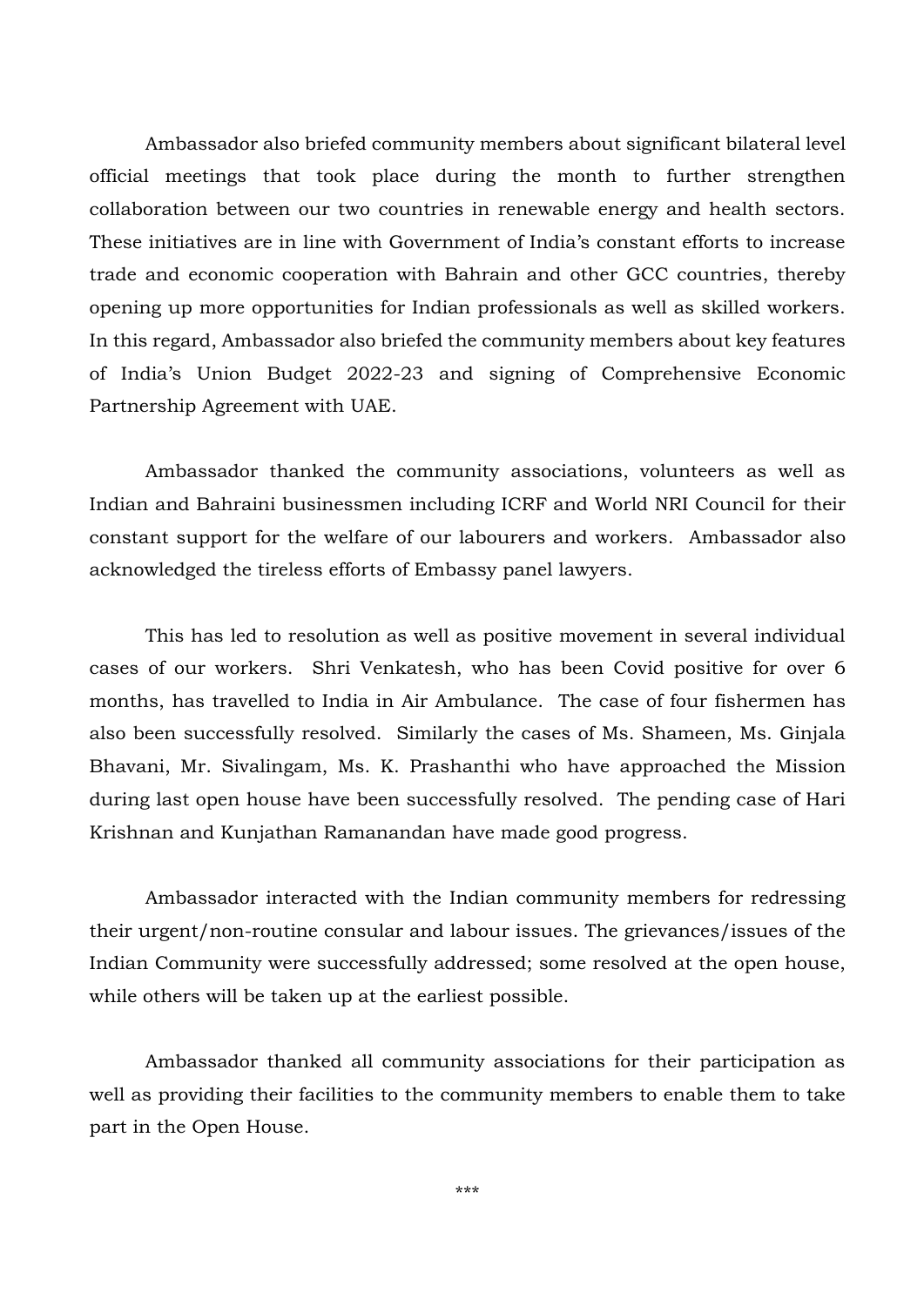Ambassador also briefed community members about significant bilateral level official meetings that took place during the month to further strengthen collaboration between our two countries in renewable energy and health sectors. These initiatives are in line with Government of India's constant efforts to increase trade and economic cooperation with Bahrain and other GCC countries, thereby opening up more opportunities for Indian professionals as well as skilled workers. In this regard, Ambassador also briefed the community members about key features of India's Union Budget 2022-23 and signing of Comprehensive Economic Partnership Agreement with UAE.

Ambassador thanked the community associations, volunteers as well as Indian and Bahraini businessmen including ICRF and World NRI Council for their constant support for the welfare of our labourers and workers. Ambassador also acknowledged the tireless efforts of Embassy panel lawyers.

This has led to resolution as well as positive movement in several individual cases of our workers. Shri Venkatesh, who has been Covid positive for over 6 months, has travelled to India in Air Ambulance. The case of four fishermen has also been successfully resolved. Similarly the cases of Ms. Shameen, Ms. Ginjala Bhavani, Mr. Sivalingam, Ms. K. Prashanthi who have approached the Mission during last open house have been successfully resolved. The pending case of Hari Krishnan and Kunjathan Ramanandan have made good progress.

Ambassador interacted with the Indian community members for redressing their urgent/non-routine consular and labour issues. The grievances/issues of the Indian Community were successfully addressed; some resolved at the open house, while others will be taken up at the earliest possible.

Ambassador thanked all community associations for their participation as well as providing their facilities to the community members to enable them to take part in the Open House.

***